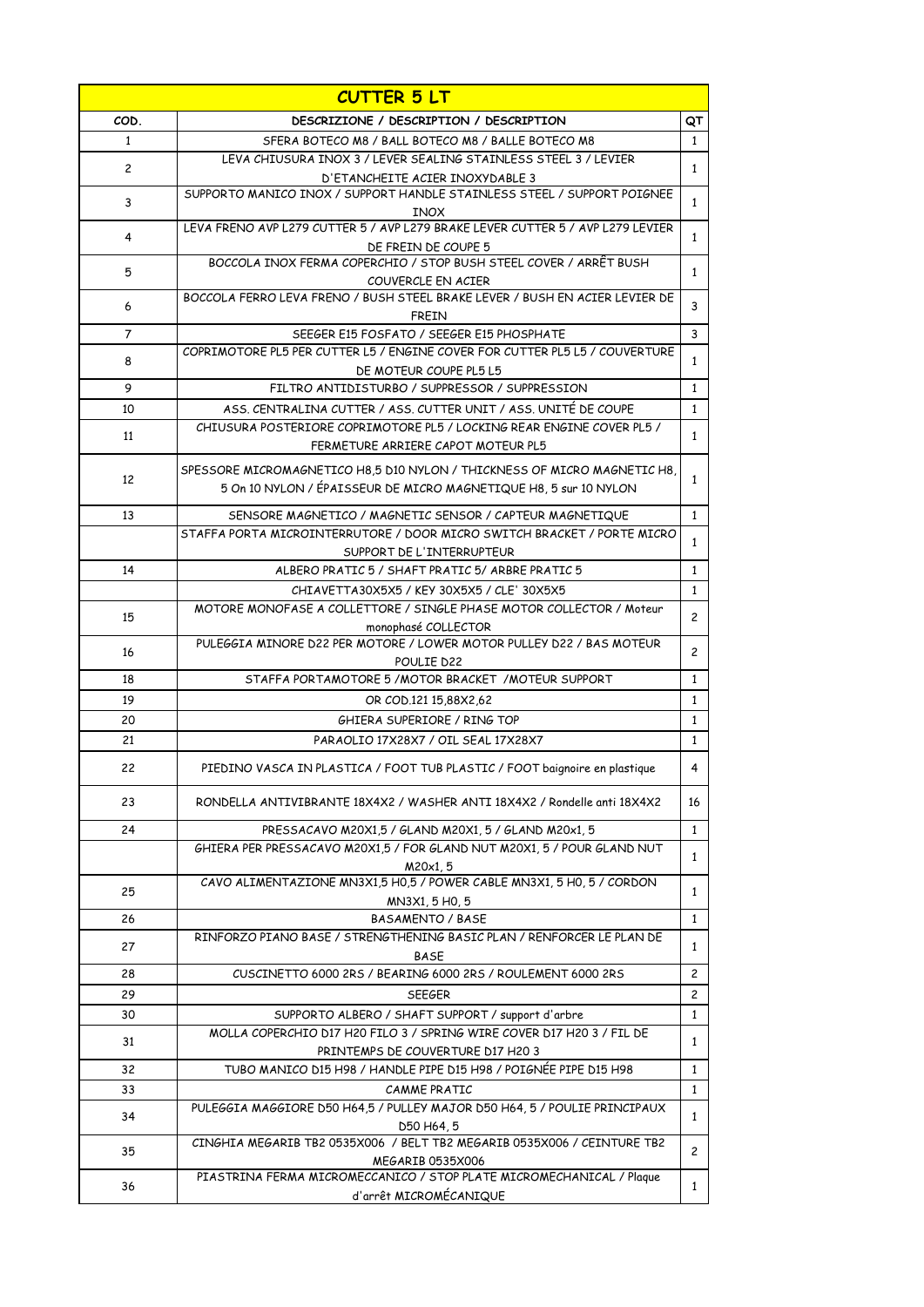| CUTTER 5 LT | | |
|---|---|---|
| COD. | DESCRIZIONE / DESCRIPTION / DESCRIPTION | QT |
| 1 | SFERA BOTECO M8 / BALL BOTECO M8 / BALLE BOTECO M8 | 1 |
| 2 | LEVA CHIUSURA INOX 3 / LEVER SEALING STAINLESS STEEL 3 / LEVIER D'ETANCHEITE ACIER INOXYDABLE 3 | 1 |
| 3 | SUPPORTO MANICO INOX / SUPPORT HANDLE STAINLESS STEEL / SUPPORT POIGNEE INOX | 1 |
| 4 | LEVA FRENO AVP L279 CUTTER 5 / AVP L279 BRAKE LEVER CUTTER 5 / AVP L279 LEVIER DE FREIN DE COUPE 5 | 1 |
| 5 | BOCCOLA INOX FERMA COPERCHIO / STOP BUSH STEEL COVER / ARRÊT BUSH COUVERCLE EN ACIER | 1 |
| 6 | BOCCOLA FERRO LEVA FRENO / BUSH STEEL BRAKE LEVER / BUSH EN ACIER LEVIER DE FREIN | 3 |
| 7 | SEEGER E15 FOSFATO / SEEGER E15 PHOSPHATE | 3 |
| 8 | COPRIMOTORE PL5 PER CUTTER L5 / ENGINE COVER FOR CUTTER PL5 L5 / COUVERTURE DE MOTEUR COUPE PL5 L5 | 1 |
| 9 | FILTRO ANTIDISTURBO / SUPPRESSOR / SUPPRESSION | 1 |
| 10 | ASS. CENTRALINA CUTTER / ASS. CUTTER UNIT / ASS. UNITÉ DE COUPE | 1 |
| 11 | CHIUSURA POSTERIORE COPRIMOTORE PL5 / LOCKING REAR ENGINE COVER PL5 / FERMETURE ARRIERE CAPOT MOTEUR PL5 | 1 |
| 12 | SPESSORE MICROMAGNETICO H8,5 D10 NYLON / THICKNESS OF MICRO MAGNETIC H8, 5 On 10 NYLON / ÉPAISSEUR DE MICRO MAGNETIQUE H8, 5 sur 10 NYLON | 1 |
| 13 | SENSORE MAGNETICO / MAGNETIC SENSOR / CAPTEUR MAGNETIQUE | 1 |
| | STAFFA PORTA MICROINTERRUTORE / DOOR MICRO SWITCH BRACKET / PORTE MICRO SUPPORT DE L'INTERRUPTEUR | 1 |
| 14 | ALBERO PRATIC 5 / SHAFT PRATIC 5/ ARBRE PRATIC 5 | 1 |
| | CHIAVETTA30X5X5 / KEY 30X5X5 / CLE' 30X5X5 | 1 |
| 15 | MOTORE MONOFASE A COLLETTORE / SINGLE PHASE MOTOR COLLECTOR / Moteur monophasé COLLECTOR | 2 |
| 16 | PULEGGIA MINORE D22 PER MOTORE / LOWER MOTOR PULLEY D22 / BAS MOTEUR POULIE D22 | 2 |
| 18 | STAFFA PORTAMOTORE 5 /MOTOR BRACKET /MOTEUR SUPPORT | 1 |
| 19 | OR COD.121 15,88X2,62 | 1 |
| 20 | GHIERA SUPERIORE / RING TOP | 1 |
| 21 | PARAOLIO 17X28X7 / OIL SEAL 17X28X7 | 1 |
| 22 | PIEDINO VASCA IN PLASTICA / FOOT TUB PLASTIC / FOOT baignoire en plastique | 4 |
| 23 | RONDELLA ANTIVIBRANTE 18X4X2 / WASHER ANTI 18X4X2 / Rondelle anti 18X4X2 | 16 |
| 24 | PRESSACAVO M20X1,5 / GLAND M20X1, 5 / GLAND M20x1, 5 | 1 |
| | GHIERA PER PRESSACAVO M20X1,5 / FOR GLAND NUT M20X1, 5 / POUR GLAND NUT M20x1, 5 | 1 |
| 25 | CAVO ALIMENTAZIONE MN3X1,5 H0,5 / POWER CABLE MN3X1, 5 H0, 5 / CORDON MN3X1, 5 H0, 5 | 1 |
| 26 | BASAMENTO / BASE | 1 |
| 27 | RINFORZO PIANO BASE / STRENGTHENING BASIC PLAN / RENFORCER LE PLAN DE BASE | 1 |
| 28 | CUSCINETTO 6000 2RS / BEARING 6000 2RS / ROULEMENT 6000 2RS | 2 |
| 29 | SEEGER | 2 |
| 30 | SUPPORTO ALBERO / SHAFT SUPPORT / support d'arbre | 1 |
| 31 | MOLLA COPERCHIO D17 H20 FILO 3 / SPRING WIRE COVER D17 H20 3 / FIL DE PRINTEMPS DE COUVERTURE D17 H20 3 | 1 |
| 32 | TUBO MANICO D15 H98 / HANDLE PIPE D15 H98 / POIGNÉE PIPE D15 H98 | 1 |
| 33 | CAMME PRATIC | 1 |
| 34 | PULEGGIA MAGGIORE D50 H64,5 / PULLEY MAJOR D50 H64, 5 / POULIE PRINCIPAUX D50 H64, 5 | 1 |
| 35 | CINGHIA MEGARIB TB2 0535X006 / BELT TB2 MEGARIB 0535X006 / CEINTURE TB2 MEGARIB 0535X006 | 2 |
| 36 | PIASTRINA FERMA MICROMECCANICO / STOP PLATE MICROMECHANICAL / Plaque d'arrêt MICROMÉCANIQUE | 1 |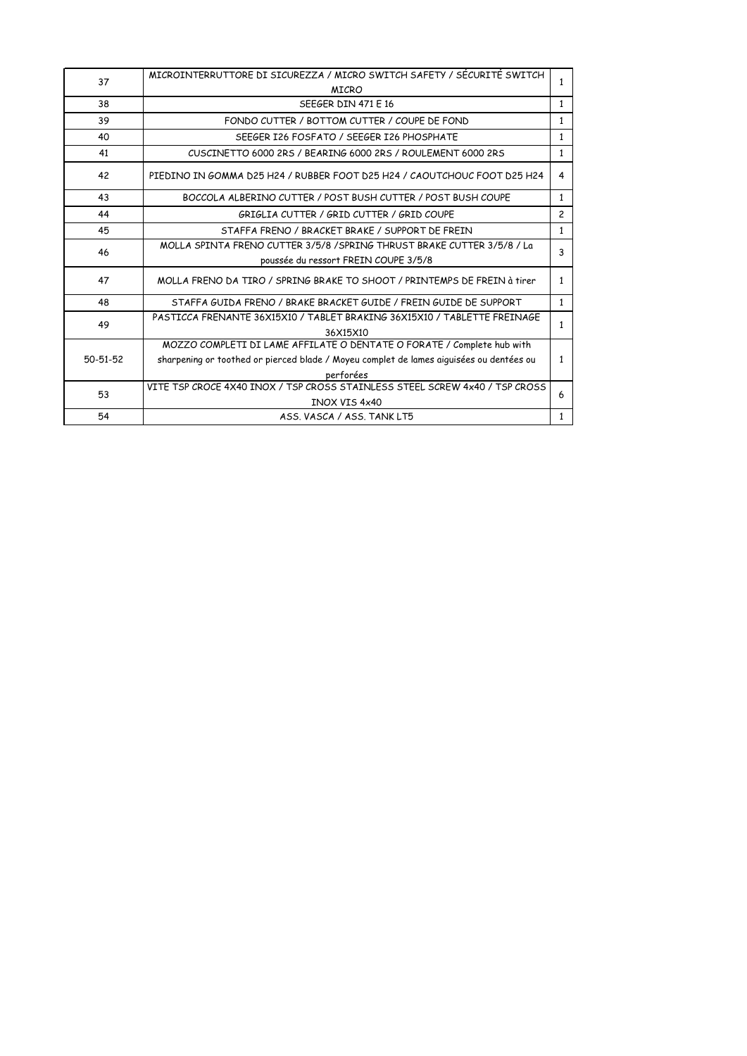| | | |
|---|---|---|
| 37 | MICROINTERRUTTORE DI SICUREZZA / MICRO SWITCH SAFETY / SÉCURITÉ SWITCH MICRO | 1 |
| 38 | SEEGER DIN 471 E 16 | 1 |
| 39 | FONDO CUTTER / BOTTOM CUTTER / COUPE DE FOND | 1 |
| 40 | SEEGER I26 FOSFATO / SEEGER I26 PHOSPHATE | 1 |
| 41 | CUSCINETTO 6000 2RS / BEARING 6000 2RS / ROULEMENT 6000 2RS | 1 |
| 42 | PIEDINO IN GOMMA D25 H24 / RUBBER FOOT D25 H24 / CAOUTCHOUC FOOT D25 H24 | 4 |
| 43 | BOCCOLA ALBERINO CUTTER / POST BUSH CUTTER / POST BUSH COUPE | 1 |
| 44 | GRIGLIA CUTTER / GRID CUTTER / GRID COUPE | 2 |
| 45 | STAFFA FRENO / BRACKET BRAKE / SUPPORT DE FREIN | 1 |
| 46 | MOLLA SPINTA FRENO CUTTER 3/5/8 /SPRING THRUST BRAKE CUTTER 3/5/8 / La poussée du ressort FREIN COUPE 3/5/8 | 3 |
| 47 | MOLLA FRENO DA TIRO / SPRING BRAKE TO SHOOT / PRINTEMPS DE FREIN à tirer | 1 |
| 48 | STAFFA GUIDA FRENO / BRAKE BRACKET GUIDE / FREIN GUIDE DE SUPPORT | 1 |
| 49 | PASTICCA FRENANTE 36X15X10 / TABLET BRAKING 36X15X10 / TABLETTE FREINAGE 36X15X10 | 1 |
| 50-51-52 | MOZZO COMPLETI DI LAME AFFILATE O DENTATE O FORATE / Complete hub with sharpening or toothed or pierced blade / Moyeu complet de lames aiguisées ou dentées ou perforées | 1 |
| 53 | VITE TSP CROCE 4X40 INOX / TSP CROSS STAINLESS STEEL SCREW 4x40 / TSP CROSS INOX VIS 4x40 | 6 |
| 54 | ASS. VASCA / ASS. TANK LT5 | 1 |